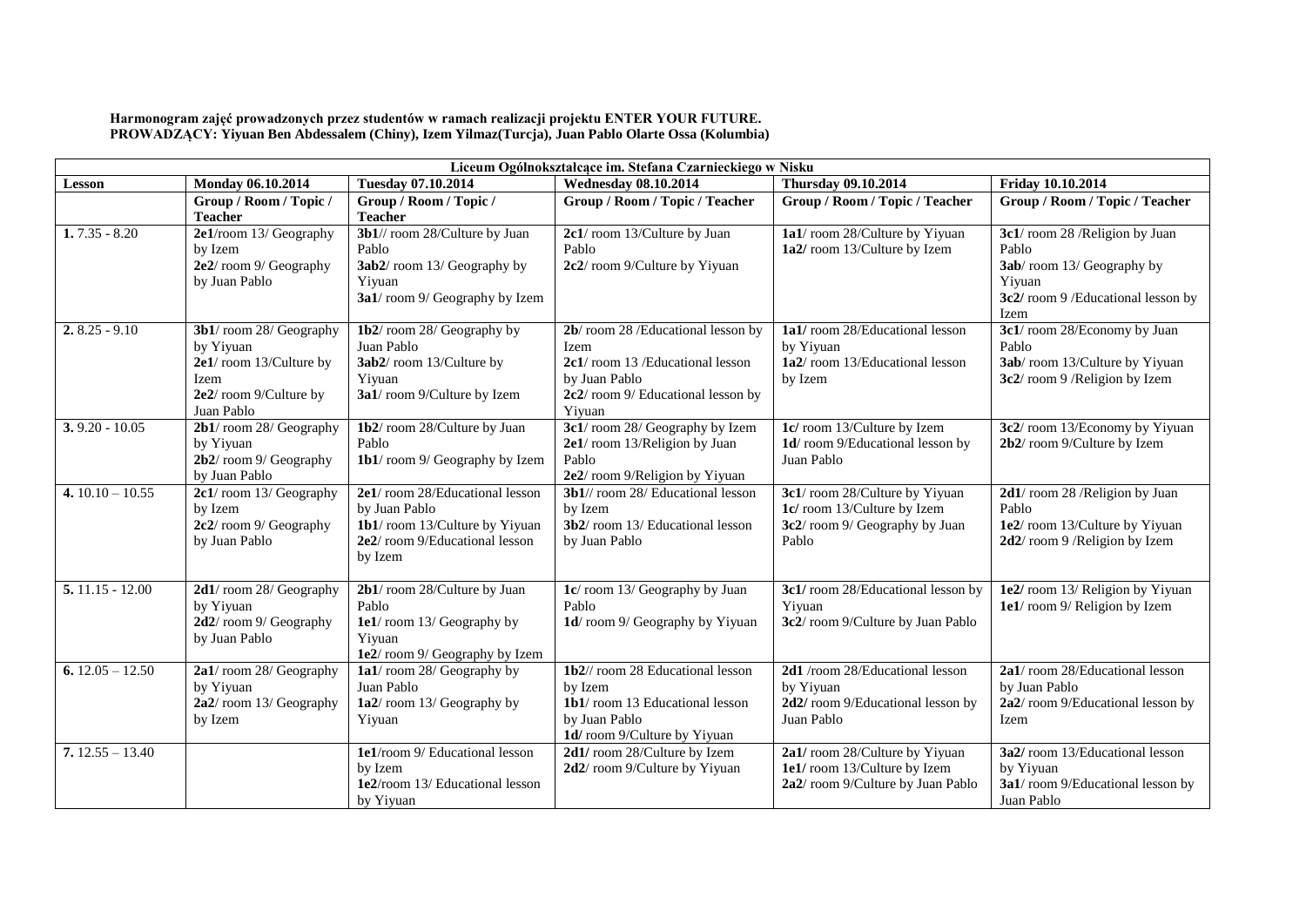**Harmonogram zajęć prowadzonych przez studentów w ramach realizacji projektu ENTER YOUR FUTURE.**
**PROWADZĄCY: Yiyuan Ben Abdessalem (Chiny), Izem Yilmaz(Turcja), Juan Pablo Olarte Ossa (Kolumbia)**

| Liceum Ogólnokształcące im. Stefana Czarnieckiego w Nisku | | | | | |
|---|---|---|---|---|---|
| **Lesson** | **Monday 06.10.2014** | **Tuesday 07.10.2014** | **Wednesday 08.10.2014** | **Thursday 09.10.2014** | **Friday 10.10.2014** |
| | **Group / Room / Topic / Teacher** | **Group / Room / Topic / Teacher** | **Group / Room / Topic / Teacher** | **Group / Room / Topic / Teacher** | **Group / Room / Topic / Teacher** |
| **1.** 7.35 - 8.20 | **2e1**/room 13/ Geography by Izem<br>**2e2**/ room 9/ Geography by Juan Pablo | **3b1**// room 28/Culture by Juan Pablo<br>**3ab2**/ room 13/ Geography by Yiyuan<br>**3a1**/ room 9/ Geography by Izem | **2c1**/ room 13/Culture by Juan Pablo<br>**2c2**/ room 9/Culture by Yiyuan | **1a1**/ room 28/Culture by Yiyuan<br>**1a2**/ room 13/Culture by Izem | **3c1**/ room 28 /Religion by Juan Pablo<br>**3ab**/ room 13/ Geography by Yiyuan<br>**3c2**/ room 9 /Educational lesson by Izem |
| **2.** 8.25 - 9.10 | **3b1**/ room 28/ Geography by Yiyuan<br>**2e1**/ room 13/Culture by Izem<br>**2e2**/ room 9/Culture by Juan Pablo | **1b2**/ room 28/ Geography by Juan Pablo<br>**3ab2**/ room 13/Culture by Yiyuan<br>**3a1**/ room 9/Culture by Izem | **2b**/ room 28 /Educational lesson by Izem<br>**2c1**/ room 13 /Educational lesson by Juan Pablo<br>**2c2**/ room 9/ Educational lesson by Yiyuan | **1a1**/ room 28/Educational lesson by Yiyuan<br>**1a2**/ room 13/Educational lesson by Izem | **3c1**/ room 28/Economy by Juan Pablo<br>**3ab**/ room 13/Culture by Yiyuan<br>**3c2**/ room 9 /Religion by Izem |
| **3.** 9.20 - 10.05 | **2b1**/ room 28/ Geography by Yiyuan<br>**2b2**/ room 9/ Geography by Juan Pablo | **1b2**/ room 28/Culture by Juan Pablo<br>**1b1**/ room 9/ Geography by Izem | **3c1**/ room 28/ Geography by Izem<br>**2e1**/ room 13/Religion by Juan Pablo<br>**2e2**/ room 9/Religion by Yiyuan | **1c**/ room 13/Culture by Izem<br>**1d**/ room 9/Educational lesson by Juan Pablo | **3c2**/ room 13/Economy by Yiyuan<br>**2b2**/ room 9/Culture by Izem |
| **4.** 10.10 – 10.55 | **2c1**/ room 13/ Geography by Izem<br>**2c2**/ room 9/ Geography by Juan Pablo | **2e1**/ room 28/Educational lesson by Juan Pablo<br>**1b1**/ room 13/Culture by Yiyuan<br>**2e2**/ room 9/Educational lesson by Izem | **3b1**// room 28/ Educational lesson by Izem<br>**3b2**/ room 13/ Educational lesson by Juan Pablo | **3c1**/ room 28/Culture by Yiyuan<br>**1c**/ room 13/Culture by Izem<br>**3c2**/ room 9/ Geography by Juan Pablo | **2d1**/ room 28 /Religion by Juan Pablo<br>**1e2**/ room 13/Culture by Yiyuan<br>**2d2**/ room 9 /Religion by Izem |
| **5.** 11.15 - 12.00 | **2d1**/ room 28/ Geography by Yiyuan<br>**2d2**/ room 9/ Geography by Juan Pablo | **2b1**/ room 28/Culture by Juan Pablo<br>**1e1**/ room 13/ Geography by Yiyuan<br>**1e2**/ room 9/ Geography by Izem | **1c**/ room 13/ Geography by Juan Pablo<br>**1d**/ room 9/ Geography by Yiyuan | **3c1**/ room 28/Educational lesson by Yiyuan<br>**3c2**/ room 9/Culture by Juan Pablo | **1e2**/ room 13/ Religion by Yiyuan<br>**1e1**/ room 9/ Religion by Izem |
| **6.** 12.05 – 12.50 | **2a1**/ room 28/ Geography by Yiyuan<br>**2a2**/ room 13/ Geography by Izem | **1a1**/ room 28/ Geography by Juan Pablo<br>**1a2**/ room 13/ Geography by Yiyuan | **1b2**// room 28 Educational lesson by Izem<br>**1b1**/ room 13 Educational lesson by Juan Pablo<br>**1d**/ room 9/Culture by Yiyuan | **2d1** /room 28/Educational lesson by Yiyuan<br>**2d2**/ room 9/Educational lesson by Juan Pablo | **2a1**/ room 28/Educational lesson by Juan Pablo<br>**2a2**/ room 9/Educational lesson by Izem |
| **7.** 12.55 – 13.40 | | **1e1**/room 9/ Educational lesson by Izem<br>**1e2**/room 13/ Educational lesson by Yiyuan | **2d1**/ room 28/Culture by Izem<br>**2d2**/ room 9/Culture by Yiyuan | **2a1**/ room 28/Culture by Yiyuan<br>**1e1**/ room 13/Culture by Izem<br>**2a2**/ room 9/Culture by Juan Pablo | **3a2**/ room 13/Educational lesson by Yiyuan<br>**3a1**/ room 9/Educational lesson by Juan Pablo |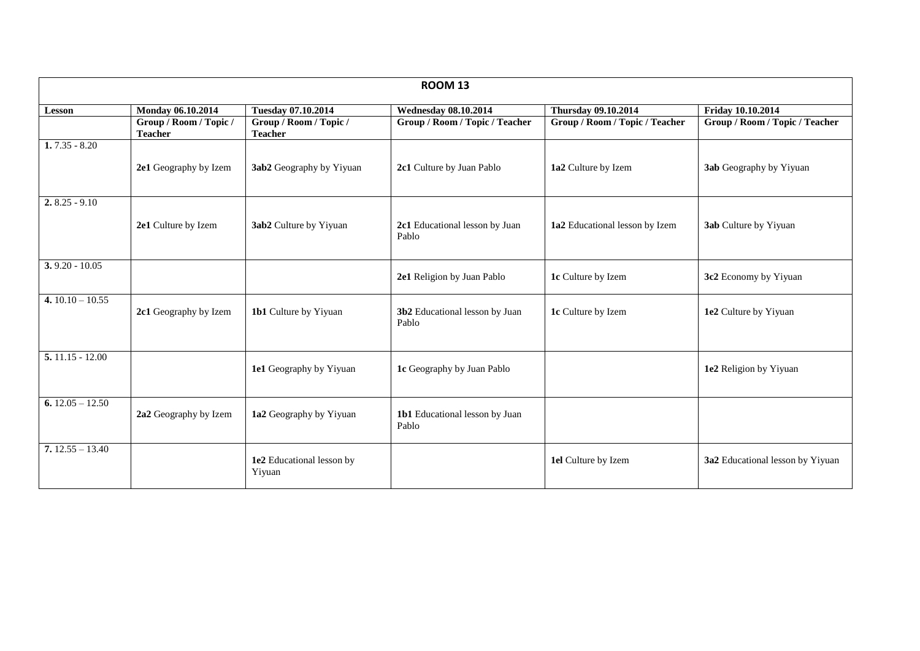| ROOM 13 | | | | | |
|---|---|---|---|---|---|
| **Lesson** | **Monday 06.10.2014** | **Tuesday 07.10.2014** | **Wednesday 08.10.2014** | **Thursday 09.10.2014** | **Friday 10.10.2014** |
| | **Group / Room / Topic / Teacher** | **Group / Room / Topic / Teacher** | **Group / Room / Topic / Teacher** | **Group / Room / Topic / Teacher** | **Group / Room / Topic / Teacher** |
| **1.** 7.35 - 8.20 | **2e1** Geography by Izem | **3ab2** Geography by Yiyuan | **2c1** Culture by Juan Pablo | **1a2** Culture by Izem | **3ab** Geography by Yiyuan |
| **2.** 8.25 - 9.10 | **2e1** Culture by Izem | **3ab2** Culture by Yiyuan | **2c1** Educational lesson by Juan Pablo | **1a2** Educational lesson by Izem | **3ab** Culture by Yiyuan |
| **3.** 9.20 - 10.05 | | | **2e1** Religion by Juan Pablo | **1c** Culture by Izem | **3c2** Economy by Yiyuan |
| **4.** 10.10 – 10.55 | **2c1** Geography by Izem | **1b1** Culture by Yiyuan | **3b2** Educational lesson by Juan Pablo | **1c** Culture by Izem | **1e2** Culture by Yiyuan |
| **5.** 11.15 - 12.00 | | **1e1** Geography by Yiyuan | **1c** Geography by Juan Pablo | | **1e2** Religion by Yiyuan |
| **6.** 12.05 – 12.50 | **2a2** Geography by Izem | **1a2** Geography by Yiyuan | **1b1** Educational lesson by Juan Pablo | | |
| **7.** 12.55 – 13.40 | | **1e2** Educational lesson by Yiyuan | | **1el** Culture by Izem | **3a2** Educational lesson by Yiyuan |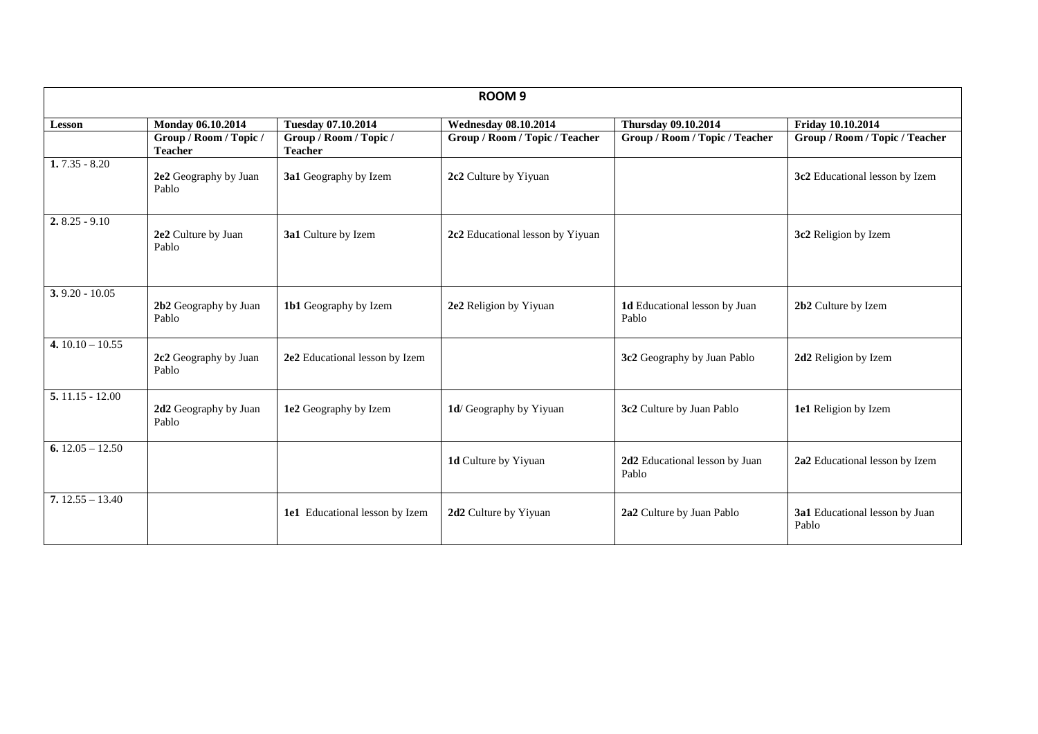| ROOM 9 | | | | | |
|---|---|---|---|---|---|
| **Lesson** | **Monday 06.10.2014** | **Tuesday 07.10.2014** | **Wednesday 08.10.2014** | **Thursday 09.10.2014** | **Friday 10.10.2014** |
| | **Group / Room / Topic / Teacher** | **Group / Room / Topic / Teacher** | **Group / Room / Topic / Teacher** | **Group / Room / Topic / Teacher** | **Group / Room / Topic / Teacher** |
| **1.** 7.35 - 8.20 | **2e2** Geography by Juan Pablo | **3a1** Geography by Izem | **2c2** Culture by Yiyuan | | **3c2** Educational lesson by Izem |
| **2.** 8.25 - 9.10 | **2e2** Culture by Juan Pablo | **3a1** Culture by Izem | **2c2** Educational lesson by Yiyuan | | **3c2** Religion by Izem |
| **3.** 9.20 - 10.05 | **2b2** Geography by Juan Pablo | **1b1** Geography by Izem | **2e2** Religion by Yiyuan | **1d** Educational lesson by Juan Pablo | **2b2** Culture by Izem |
| **4.** 10.10 – 10.55 | **2c2** Geography by Juan Pablo | **2e2** Educational lesson by Izem | | **3c2** Geography by Juan Pablo | **2d2** Religion by Izem |
| **5.** 11.15 - 12.00 | **2d2** Geography by Juan Pablo | **1e2** Geography by Izem | **1d**/ Geography by Yiyuan | **3c2** Culture by Juan Pablo | **1e1** Religion by Izem |
| **6.** 12.05 – 12.50 | | | **1d** Culture by Yiyuan | **2d2** Educational lesson by Juan Pablo | **2a2** Educational lesson by Izem |
| **7.** 12.55 – 13.40 | | **1e1** Educational lesson by Izem | **2d2** Culture by Yiyuan | **2a2** Culture by Juan Pablo | **3a1** Educational lesson by Juan Pablo |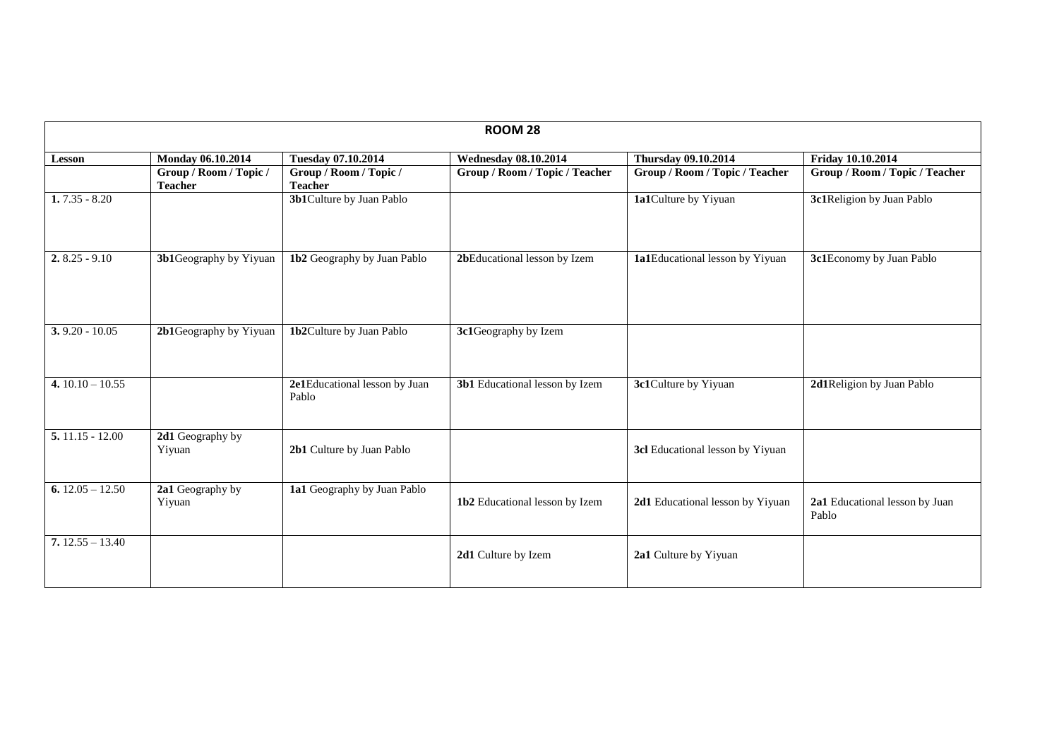| ROOM 28 | | | | | |
|---|---|---|---|---|---|
| **Lesson** | **Monday 06.10.2014** | **Tuesday 07.10.2014** | **Wednesday 08.10.2014** | **Thursday 09.10.2014** | **Friday 10.10.2014** |
| | **Group / Room / Topic / Teacher** | **Group / Room / Topic / Teacher** | **Group / Room / Topic / Teacher** | **Group / Room / Topic / Teacher** | **Group / Room / Topic / Teacher** |
| **1.** 7.35 - 8.20 | | **3b1**Culture by Juan Pablo | | **1a1**Culture by Yiyuan | **3c1**Religion by Juan Pablo |
| **2.** 8.25 - 9.10 | **3b1**Geography by Yiyuan | **1b2** Geography by Juan Pablo | **2b**Educational lesson by Izem | **1a1**Educational lesson by Yiyuan | **3c1**Economy by Juan Pablo |
| **3.** 9.20 - 10.05 | **2b1**Geography by Yiyuan | **1b2**Culture by Juan Pablo | **3c1**Geography by Izem | | |
| **4.** 10.10 – 10.55 | | **2e1**Educational lesson by Juan Pablo | **3b1** Educational lesson by Izem | **3c1**Culture by Yiyuan | **2d1**Religion by Juan Pablo |
| **5.** 11.15 - 12.00 | **2d1** Geography by Yiyuan | **2b1** Culture by Juan Pablo | | **3cl** Educational lesson by Yiyuan | |
| **6.** 12.05 – 12.50 | **2a1** Geography by Yiyuan | **1a1** Geography by Juan Pablo | **1b2** Educational lesson by Izem | **2d1** Educational lesson by Yiyuan | **2a1** Educational lesson by Juan Pablo |
| **7.** 12.55 – 13.40 | | | **2d1** Culture by Izem | **2a1** Culture by Yiyuan | |